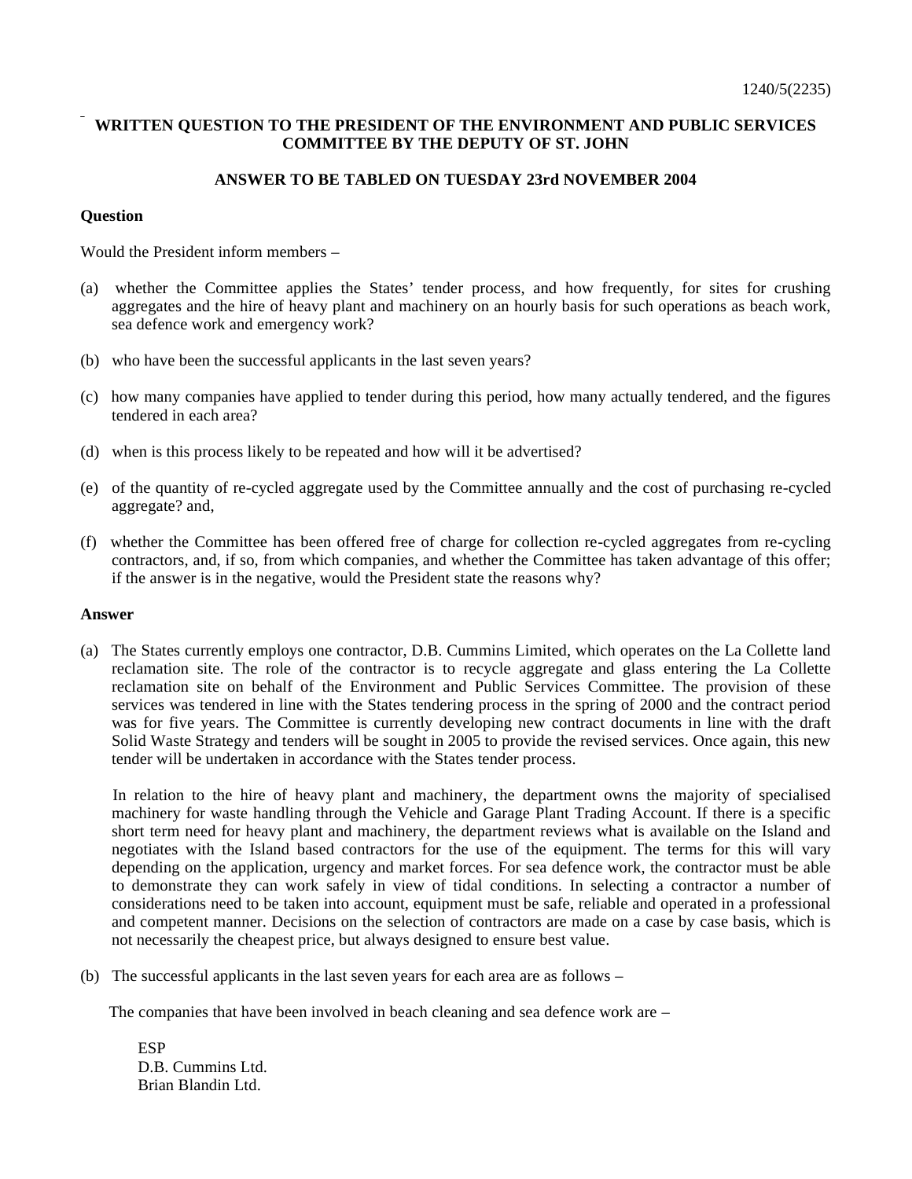1240/5(2235)

**WRITTEN QUESTION TO THE PRESIDENT OF THE ENVIRONMENT AND PUBLIC SERVICES COMMITTEE BY THE DEPUTY OF ST. JOHN**

**ANSWER TO BE TABLED ON TUESDAY 23rd NOVEMBER 2004**

**Question**

Would the President inform members –

(a) whether the Committee applies the States' tender process, and how frequently, for sites for crushing aggregates and the hire of heavy plant and machinery on an hourly basis for such operations as beach work, sea defence work and emergency work?

(b) who have been the successful applicants in the last seven years?

(c) how many companies have applied to tender during this period, how many actually tendered, and the figures tendered in each area?

(d) when is this process likely to be repeated and how will it be advertised?

(e) of the quantity of re-cycled aggregate used by the Committee annually and the cost of purchasing re-cycled aggregate? and,

(f) whether the Committee has been offered free of charge for collection re-cycled aggregates from re-cycling contractors, and, if so, from which companies, and whether the Committee has taken advantage of this offer; if the answer is in the negative, would the President state the reasons why?

**Answer**

(a) The States currently employs one contractor, D.B. Cummins Limited, which operates on the La Collette land reclamation site. The role of the contractor is to recycle aggregate and glass entering the La Collette reclamation site on behalf of the Environment and Public Services Committee. The provision of these services was tendered in line with the States tendering process in the spring of 2000 and the contract period was for five years. The Committee is currently developing new contract documents in line with the draft Solid Waste Strategy and tenders will be sought in 2005 to provide the revised services. Once again, this new tender will be undertaken in accordance with the States tender process.

In relation to the hire of heavy plant and machinery, the department owns the majority of specialised machinery for waste handling through the Vehicle and Garage Plant Trading Account. If there is a specific short term need for heavy plant and machinery, the department reviews what is available on the Island and negotiates with the Island based contractors for the use of the equipment. The terms for this will vary depending on the application, urgency and market forces. For sea defence work, the contractor must be able to demonstrate they can work safely in view of tidal conditions. In selecting a contractor a number of considerations need to be taken into account, equipment must be safe, reliable and operated in a professional and competent manner. Decisions on the selection of contractors are made on a case by case basis, which is not necessarily the cheapest price, but always designed to ensure best value.

(b) The successful applicants in the last seven years for each area are as follows –

The companies that have been involved in beach cleaning and sea defence work are –

ESP
D.B. Cummins Ltd.
Brian Blandin Ltd.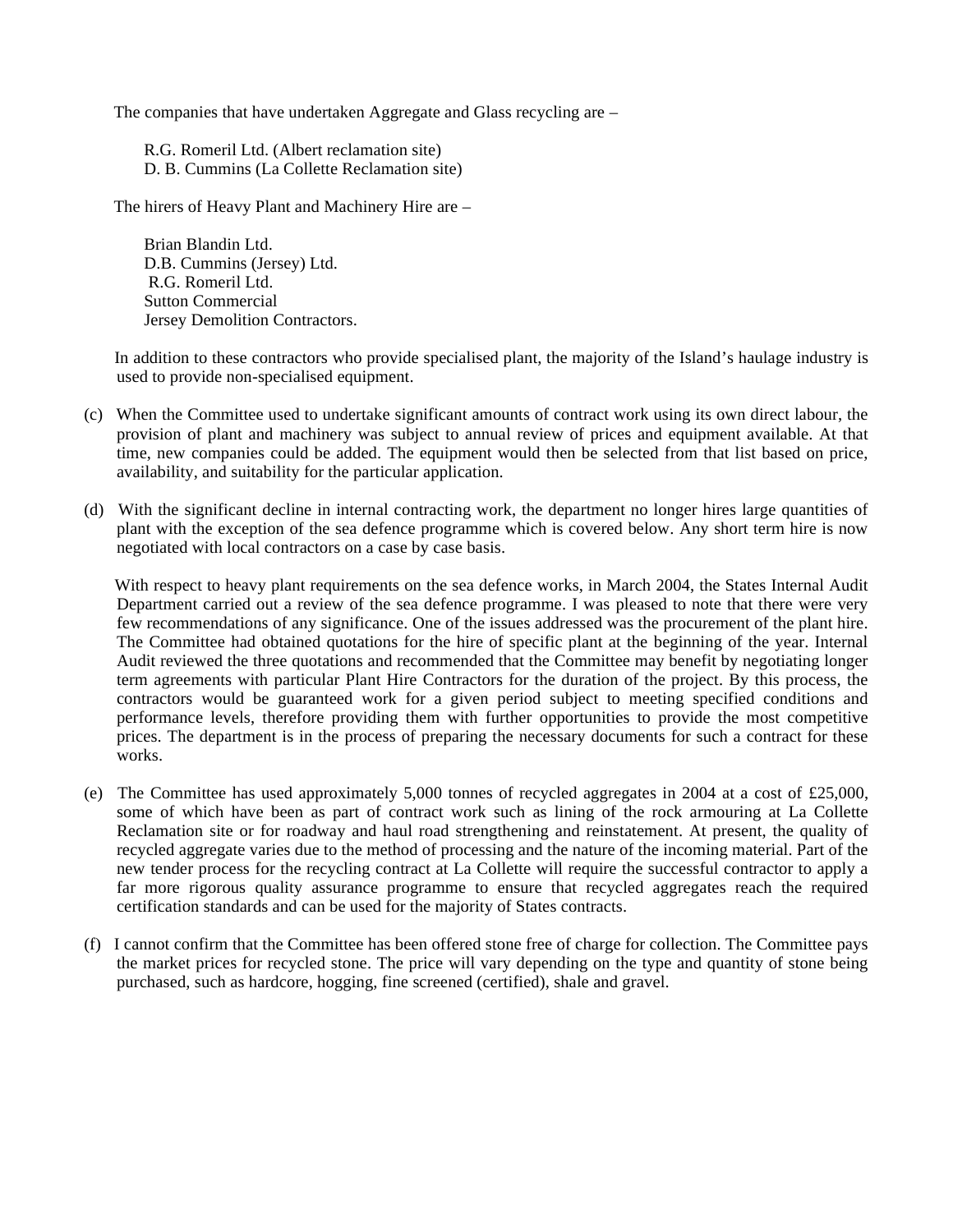The companies that have undertaken Aggregate and Glass recycling are –

R.G. Romeril Ltd. (Albert reclamation site)
D. B. Cummins (La Collette Reclamation site)

The hirers of Heavy Plant and Machinery Hire are –

Brian Blandin Ltd.
D.B. Cummins (Jersey) Ltd.
R.G. Romeril Ltd.
Sutton Commercial
Jersey Demolition Contractors.

In addition to these contractors who provide specialised plant, the majority of the Island's haulage industry is used to provide non-specialised equipment.

(c) When the Committee used to undertake significant amounts of contract work using its own direct labour, the provision of plant and machinery was subject to annual review of prices and equipment available. At that time, new companies could be added. The equipment would then be selected from that list based on price, availability, and suitability for the particular application.

(d) With the significant decline in internal contracting work, the department no longer hires large quantities of plant with the exception of the sea defence programme which is covered below. Any short term hire is now negotiated with local contractors on a case by case basis.

With respect to heavy plant requirements on the sea defence works, in March 2004, the States Internal Audit Department carried out a review of the sea defence programme. I was pleased to note that there were very few recommendations of any significance. One of the issues addressed was the procurement of the plant hire. The Committee had obtained quotations for the hire of specific plant at the beginning of the year. Internal Audit reviewed the three quotations and recommended that the Committee may benefit by negotiating longer term agreements with particular Plant Hire Contractors for the duration of the project. By this process, the contractors would be guaranteed work for a given period subject to meeting specified conditions and performance levels, therefore providing them with further opportunities to provide the most competitive prices. The department is in the process of preparing the necessary documents for such a contract for these works.

(e) The Committee has used approximately 5,000 tonnes of recycled aggregates in 2004 at a cost of £25,000, some of which have been as part of contract work such as lining of the rock armouring at La Collette Reclamation site or for roadway and haul road strengthening and reinstatement. At present, the quality of recycled aggregate varies due to the method of processing and the nature of the incoming material. Part of the new tender process for the recycling contract at La Collette will require the successful contractor to apply a far more rigorous quality assurance programme to ensure that recycled aggregates reach the required certification standards and can be used for the majority of States contracts.

(f) I cannot confirm that the Committee has been offered stone free of charge for collection. The Committee pays the market prices for recycled stone. The price will vary depending on the type and quantity of stone being purchased, such as hardcore, hogging, fine screened (certified), shale and gravel.